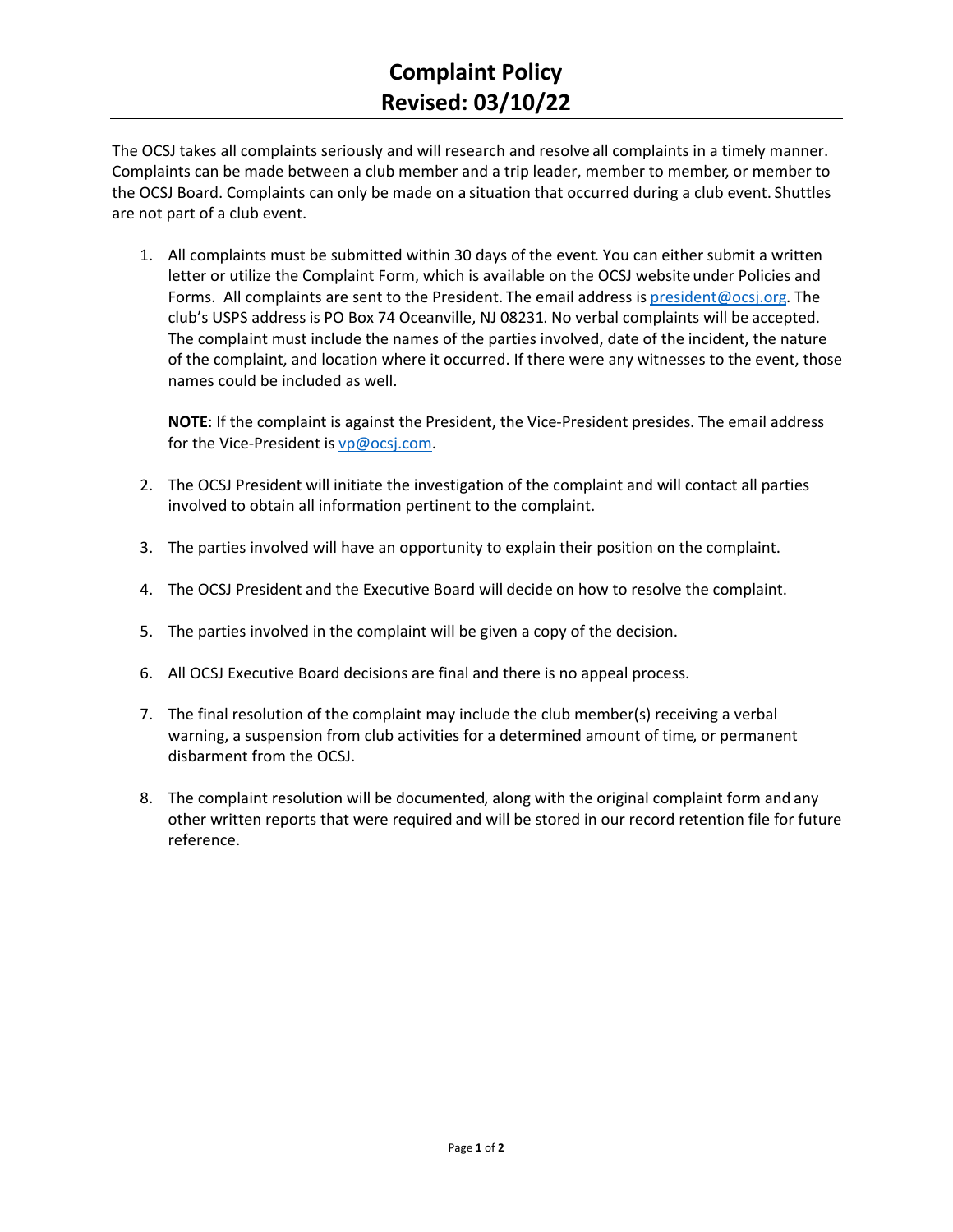# Complaint Policy
# Revised: 03/10/22

The OCSJ takes all complaints seriously and will research and resolve all complaints in a timely manner. Complaints can be made between a club member and a trip leader, member to member, or member to the OCSJ Board. Complaints can only be made on a situation that occurred during a club event. Shuttles are not part of a club event.

1. All complaints must be submitted within 30 days of the event. You can either submit a written letter or utilize the Complaint Form, which is available on the OCSJ website under Policies and Forms. All complaints are sent to the President. The email address is president@ocsj.org. The club's USPS address is PO Box 74 Oceanville, NJ 08231. No verbal complaints will be accepted. The complaint must include the names of the parties involved, date of the incident, the nature of the complaint, and location where it occurred. If there were any witnesses to the event, those names could be included as well.

   **NOTE**: If the complaint is against the President, the Vice-President presides. The email address for the Vice-President is vp@ocsj.com.

2. The OCSJ President will initiate the investigation of the complaint and will contact all parties involved to obtain all information pertinent to the complaint.

3. The parties involved will have an opportunity to explain their position on the complaint.

4. The OCSJ President and the Executive Board will decide on how to resolve the complaint.

5. The parties involved in the complaint will be given a copy of the decision.

6. All OCSJ Executive Board decisions are final and there is no appeal process.

7. The final resolution of the complaint may include the club member(s) receiving a verbal warning, a suspension from club activities for a determined amount of time, or permanent disbarment from the OCSJ.

8. The complaint resolution will be documented, along with the original complaint form and any other written reports that were required and will be stored in our record retention file for future reference.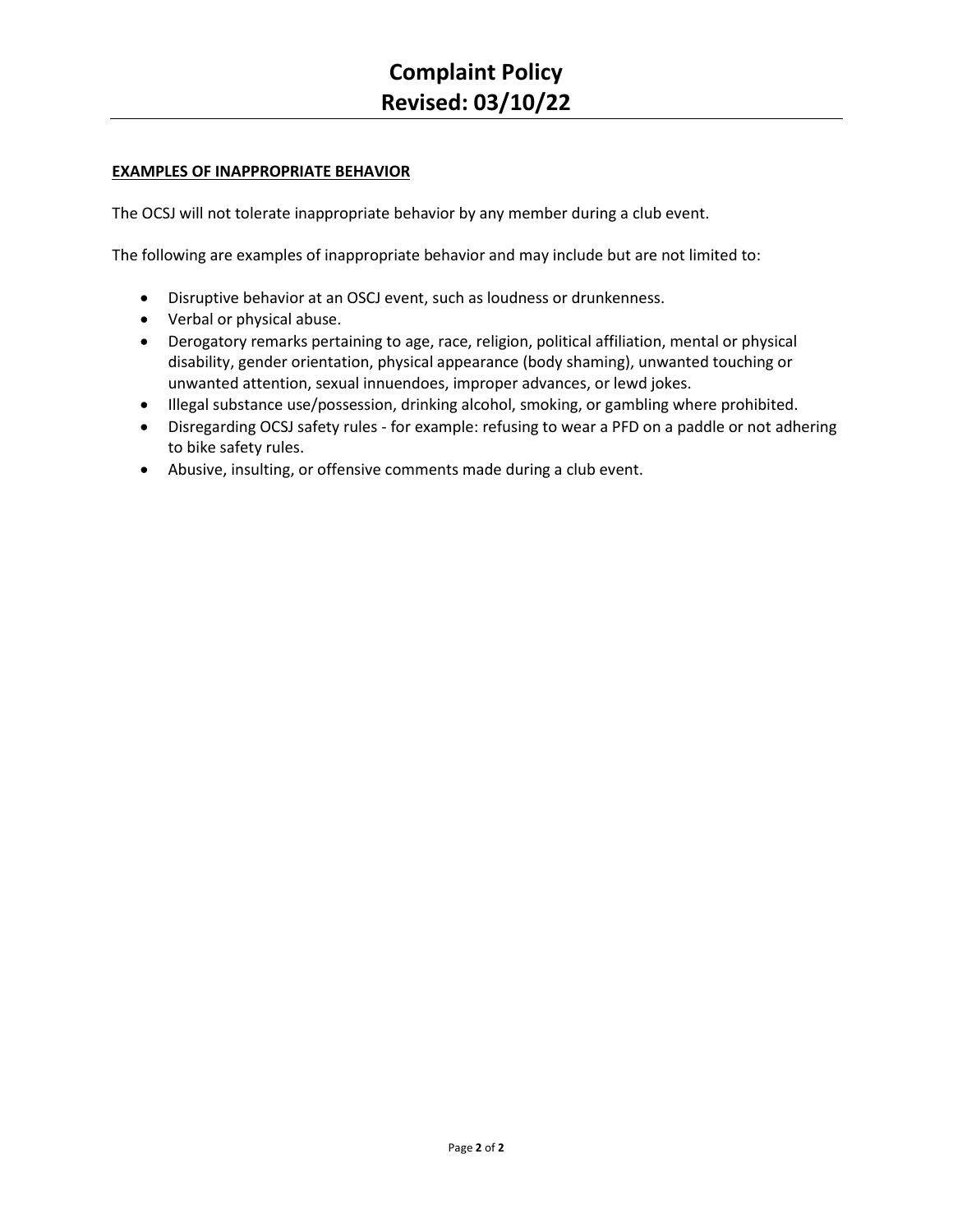## EXAMPLES OF INAPPROPRIATE BEHAVIOR

The OCSJ will not tolerate inappropriate behavior by any member during a club event.

The following are examples of inappropriate behavior and may include but are not limited to:

- Disruptive behavior at an OSCJ event, such as loudness or drunkenness.
- Verbal or physical abuse.
- Derogatory remarks pertaining to age, race, religion, political affiliation, mental or physical disability, gender orientation, physical appearance (body shaming), unwanted touching or unwanted attention, sexual innuendoes, improper advances, or lewd jokes.
- Illegal substance use/possession, drinking alcohol, smoking, or gambling where prohibited.
- Disregarding OCSJ safety rules - for example: refusing to wear a PFD on a paddle or not adhering to bike safety rules.
- Abusive, insulting, or offensive comments made during a club event.